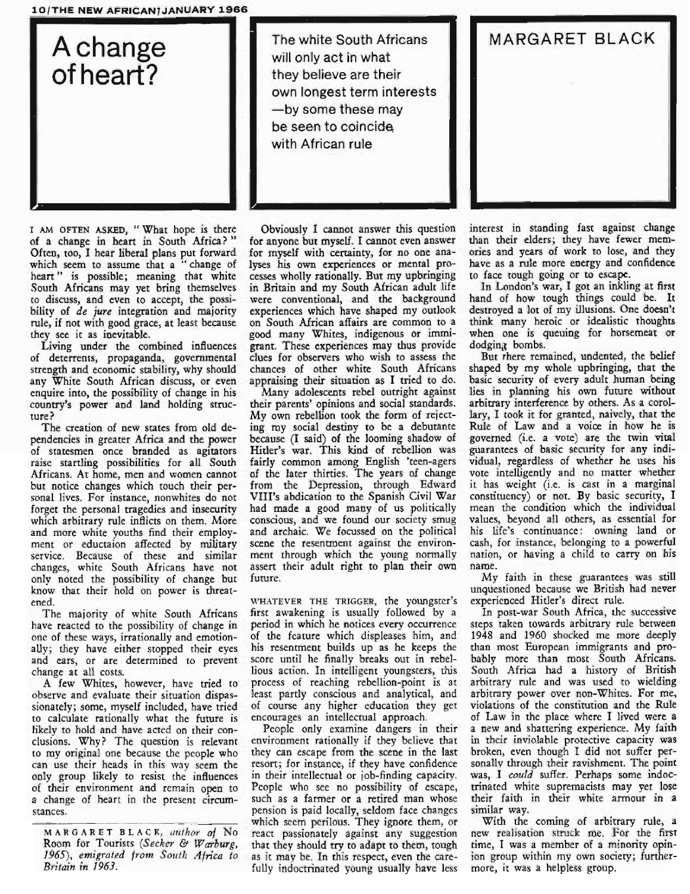# A change of heart?

The white South Africans will only act in what they believe are their own longest term interests—by some these may be seen to coincide with African rule

## MARGARET BLACK

I AM OFTEN ASKED, "What hope is there of a change in heart in South Africa?" Often, too, I hear liberal plans put forward which seem to assume that a "change of heart" is possible; meaning that white South Africans may yet bring themselves to discuss, and even to accept, the possibility of *de jure* integration and majority rule, if not with good grace, at least because they see it as inevitable.

Living under the combined influences of deterrents, propaganda, governmental strength and economic stability, why should any White South African discuss, or even enquire into, the possibility of change in his country's power and land holding structure?

The creation of new states from old dependencies in greater Africa and the power of statesmen once branded as agitators raise startling possibilities for all South Africans. At home, men and women cannot but notice changes which touch their personal lives. For instance, nonwhites do not forget the personal tragedies and insecurity which arbitrary rule inflicts on them. More and more white youths find their employment or eductaion affected by military service. Because of these and similar changes, white South Africans have not only noted the possibility of change but know that their hold on power is threatened.

The majority of white South Africans have reacted to the possibility of change in one of these ways, irrationally and emotionally; they have either stopped their eyes and ears, or are determined to prevent change at all costs.

A few Whites, however, have tried to observe and evaluate their situation dispassionately; some, myself included, have tried to calculate rationally what the future is likely to hold and have acted on their conclusions. Why? The question is relevant to my original one because the people who can use their heads in this way seem the only group likely to resist the influences of their environment and remain open to a change of heart in the present circumstances.

MARGARET BLACK, *author of* No Room for Tourists *(Secker & Warburg, 1965), emigrated from South Africa to Britain in 1963.*

Obviously I cannot answer this question for anyone but myself. I cannot even answer for myself with certainty, for no one analyses his own experiences or mental processes wholly rationally. But my upbringing in Britain and my South African adult life were conventional, and the background experiences which have shaped my outlook on South African affairs are common to a good many Whites, indigenous or immigrant. These experiences may thus provide clues for observers who wish to assess the chances of other white South Africans appraising their situation as I tried to do.

Many adolescents rebel outright against their parents' opinions and social standards. My own rebellion took the form of rejecting my social destiny to be a debutante because (I said) of the looming shadow of Hitler's war. This kind of rebellion was fairly common among English 'teen-agers of the later thirties. The years of change from the Depression, through Edward VIII's abdication to the Spanish Civil War had made a good many of us politically conscious, and we found our society smug and archaic. We focussed on the political scene the resentment against the environment through which the young normally assert their adult right to plan their own future.

WHATEVER THE TRIGGER, the youngster's first awakening is usually followed by a period in which he notices every occurrence of the feature which displeases him, and his resentment builds up as he keeps the score until he finally breaks out in rebellious action. In intelligent youngsters, this process of reaching rebellion-point is at least partly conscious and analytical, and of course any higher education they get encourages an intellectual approach.

People only examine dangers in their environment rationally if they believe that they can escape from the scene in the last resort; for instance, if they have confidence in their intellectual or job-finding capacity. People who see no possibility of escape, such as a farmer or a retired man whose pension is paid locally, seldom face changes which seem perilous. They ignore them, or react passionately against any suggestion that they should try to adapt to them, tough as it may be. In this respect, even the carefully indoctrinated young usually have less interest in standing fast against change than their elders; they have fewer memories and years of work to lose, and they have as a rule more energy and confidence to face tough going or to escape.

In London's war, I got an inkling at first hand of how tough things could be. It destroyed a lot of my illusions. One doesn't think many heroic or idealistic thoughts when one is queuing for horsemeat or dodging bombs.

But there remained, undented, the belief shaped by my whole upbringing, that the basic security of every adult human being lies in planning his own future without arbitrary interference by others. As a corollary, I took it for granted, naively, that the Rule of Law and a voice in how he is governed (i.e. a vote) are the twin vital guarantees of basic security for any individual, regardless of whether he uses his vote intelligently and no matter whether it has weight (i.e. is cast in a marginal constituency) or not. By basic security, I mean the condition which the individual values, beyond all others, as essential for his life's continuance: owning land or cash, for instance, belonging to a powerful nation, or having a child to carry on his name.

My faith in these guarantees was still unquestioned because we British had never experienced Hitler's direct rule.

In post-war South Africa, the successive steps taken towards arbitrary rule between 1948 and 1960 shocked me more deeply than most European immigrants and probably more than most South Africans. South Africa had a history of British arbitrary rule and was used to wielding arbitrary power over non-Whites. For me, violations of the constitution and the Rule of Law in the place where I lived were a a new and shattering experience. My faith in their inviolable protective capacity was broken, even though I did not suffer personally through their ravishment. The point was, I *could* suffer. Perhaps some indoctrinated white supremacists may yet lose their faith in their white armour in a similar way.

With the coming of arbitrary rule, a new realisation struck me. For the first time, I was a member of a minority opinion group within my own society; furthermore, it was a helpless group.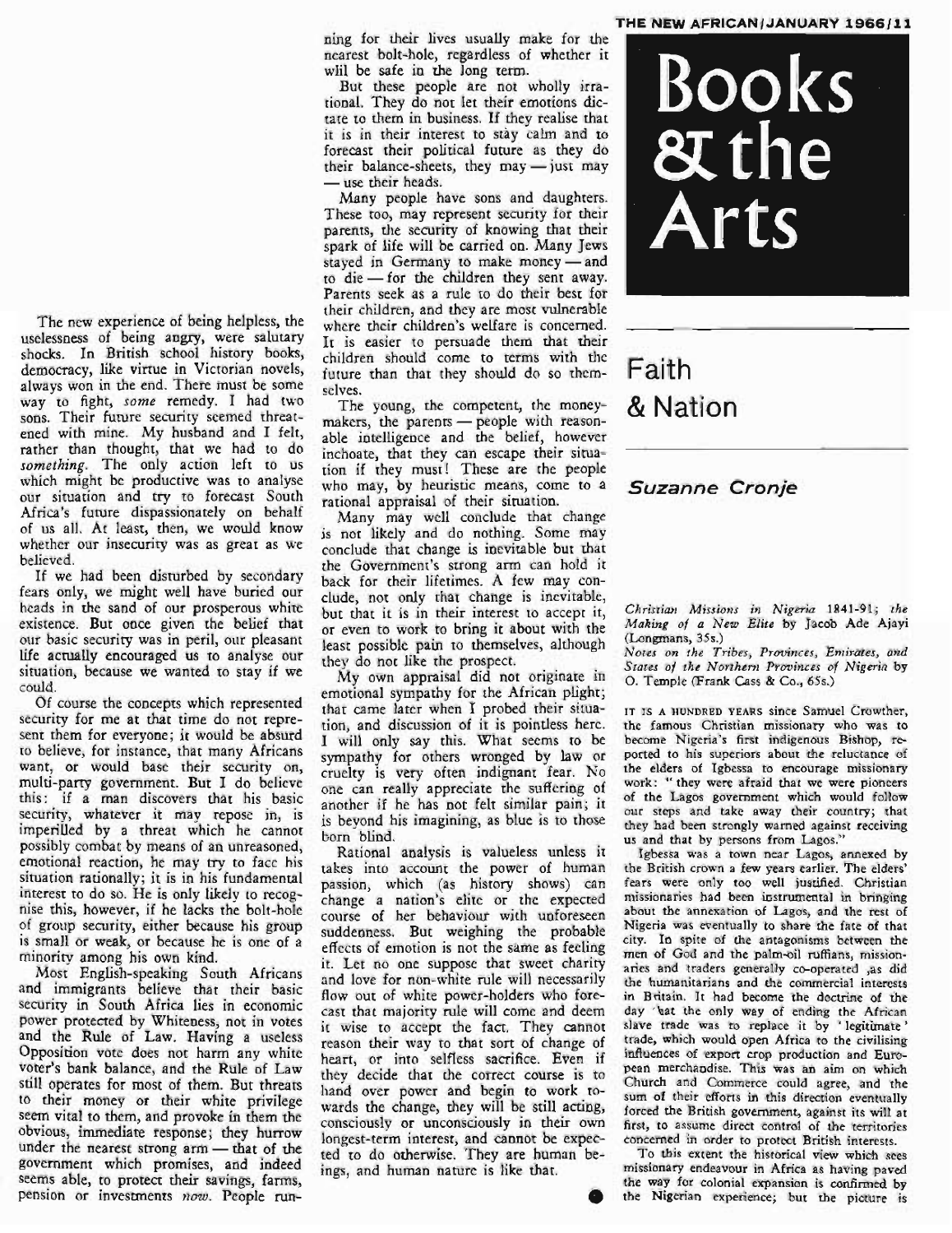The new experience of being helpless, the uselessness of being angry, were salutary shocks. In British school history books, democracy, like virtue in Victorian novels, always won in the end. There must be some way to fight, *some* remedy. I had two sons. Their future security seemed threatened with mine. My husband and I felt, rather than thought, that we had to do *something*. The only action left to us which might be productive was to analyse our situation and try to forecast South Africa's future dispassionately on behalf of us all. At least, then, we would know whether our insecurity was as great as we believed.

If we had been disturbed by secondary fears only, we might well have buried our heads in the sand of our prosperous white existence. But once given the belief that our basic security was in peril, our pleasant life actually encouraged us to analyse our situation, because we wanted to stay if we could.

Of course the concepts which represented security for me at that time do not represent them for everyone; it would be absurd to believe, for instance, that many Africans want, or would base their security on, multi-party government. But I do believe this: if a man discovers that his basic security, whatever it may repose in, is imperilled by a threat which he cannot possibly combat by means of an unreasoned, emotional reaction, he may try to face his situation rationally; it is in his fundamental interest to do so. He is only likely to recognise this, however, if he lacks the bolt-hole of group security, either because his group is small or weak, or because he is one of a minority among his own kind.

Most English-speaking South Africans and immigrants believe that their basic security in South Africa lies in economic power protected by Whiteness, not in votes and the Rule of Law. Having a useless Opposition vote does not harm any white voter's bank balance, and the Rule of Law still operates for most of them. But threats to their money or their white privilege seem vital to them, and provoke in them the obvious, immediate response; they hurrow under the nearest strong arm — that of the government which promises, and indeed seems able, to protect their savings, farms, pension or investments *now*. People running for their lives usually make for the nearest bolt-hole, regardless of whether it will be safe in the long term.

But these people are not wholly irrational. They do not let their emotions dictate to them in business. If they realise that it is in their interest to stay calm and to forecast their political future as they do their balance-sheets, they may — just may — use their heads.

Many people have sons and daughters. These too, may represent security for their parents, the security of knowing that their spark of life will be carried on. Many Jews stayed in Germany to make money — and to die — for the children they sent away. Parents seek as a rule to do their best for their children, and they are most vulnerable where their children's welfare is concerned. It is easier to persuade them that their children should come to terms with the future than that they should do so themselves.

The young, the competent, the money-makers, the parents — people with reasonable intelligence and the belief, however inchoate, that they can escape their situation if they must! These are the people who may, by heuristic means, come to a rational appraisal of their situation.

Many may well conclude that change is not likely and do nothing. Some may conclude that change is inevitable but that the Government's strong arm can hold it back for their lifetimes. A few may conclude, not only that change is inevitable, but that it is in their interest to accept it, or even to work to bring it about with the least possible pain to themselves, although they do not like the prospect.

My own appraisal did not originate in emotional sympathy for the African plight; that came later when I probed their situation, and discussion of it is pointless here. I will only say this. What seems to be sympathy for others wronged by law or cruelty is very often indignant fear. No one can really appreciate the suffering of another if he has not felt similar pain; it is beyond his imagining, as blue is to those born blind.

Rational analysis is valueless unless it takes into account the power of human passion, which (as history shows) can change a nation's elite or the expected course of her behaviour with unforeseen suddenness. But weighing the probable effects of emotion is not the same as feeling it. Let no one suppose that sweet charity and love for non-white rule will necessarily flow out of white power-holders who forecast that majority rule will come and deem it wise to accept the fact. They cannot reason their way to that sort of change of heart, or into selfless sacrifice. Even if they decide that the correct course is to hand over power and begin to work towards the change, they will be still acting, consciously or unconsciously in their own longest-term interest, and cannot be expected to do otherwise. They are human beings, and human nature is like that.

# Books & the Arts

## Faith & Nation

### Suzanne Cronje

*Christian Missions in Nigeria* 1841-91; *the Making of a New Elite* by Jacob Ade Ajayi (Longmans, 35s.)
*Notes on the Tribes, Provinces, Emirates, and States of the Northern Provinces of Nigeria* by O. Temple (Frank Cass & Co., 65s.)

IT IS A HUNDRED YEARS since Samuel Crowther, the famous Christian missionary who was to become Nigeria's first indigenous Bishop, reported to his superiors about the reluctance of the elders of Igbessa to encourage missionary work: "they were afraid that we were pioneers of the Lagos government which would follow our steps and take away their country; that they had been strongly warned against receiving us and that by persons from Lagos."

Igbessa was a town near Lagos, annexed by the British crown a few years earlier. The elders' fears were only too well justified. Christian missionaries had been instrumental in bringing about the annexation of Lagos, and the rest of Nigeria was eventually to share the fate of that city. In spite of the antagonisms between the men of God and the palm-oil ruffians, missionaries and traders generally co-operated ,as did the humanitarians and the commercial interests in Britain. It had become the doctrine of the day 'hat the only way of ending the African slave trade was to replace it by 'legitimate' trade, which would open Africa to the civilising influences of export crop production and European merchandise. This was an aim on which Church and Commerce could agree, and the sum of their efforts in this direction eventually forced the British government, against its will at first, to assume direct control of the territories concerned in order to protect British interests.

To this extent the historical view which sees missionary endeavour in Africa as having paved the way for colonial expansion is confirmed by the Nigerian experience; but the picture is